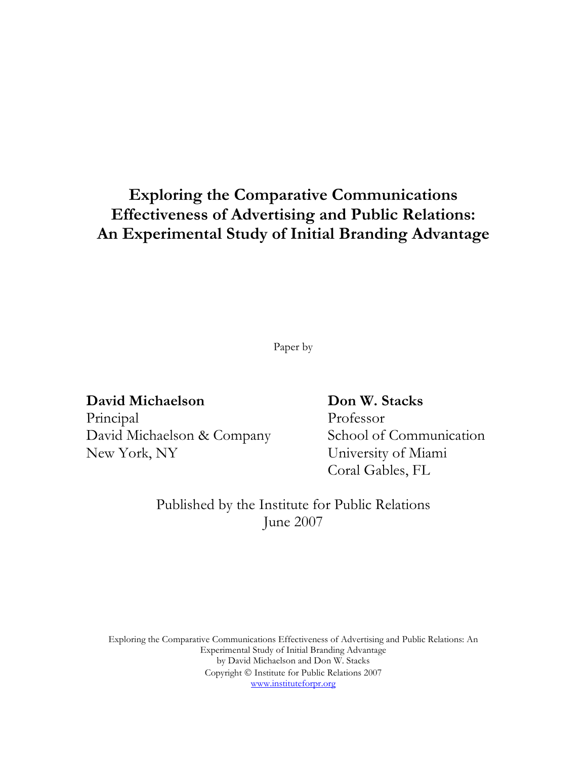# Exploring the Comparative Communications Effectiveness of Advertising and Public Relations: An Experimental Study of Initial Branding Advantage

Paper by

**David Michaelson**
Principal
David Michaelson & Company
New York, NY

**Don W. Stacks**
Professor
School of Communication
University of Miami
Coral Gables, FL

Published by the Institute for Public Relations
June 2007

Exploring the Comparative Communications Effectiveness of Advertising and Public Relations: An Experimental Study of Initial Branding Advantage
by David Michaelson and Don W. Stacks
Copyright © Institute for Public Relations 2007
www.instituteforpr.org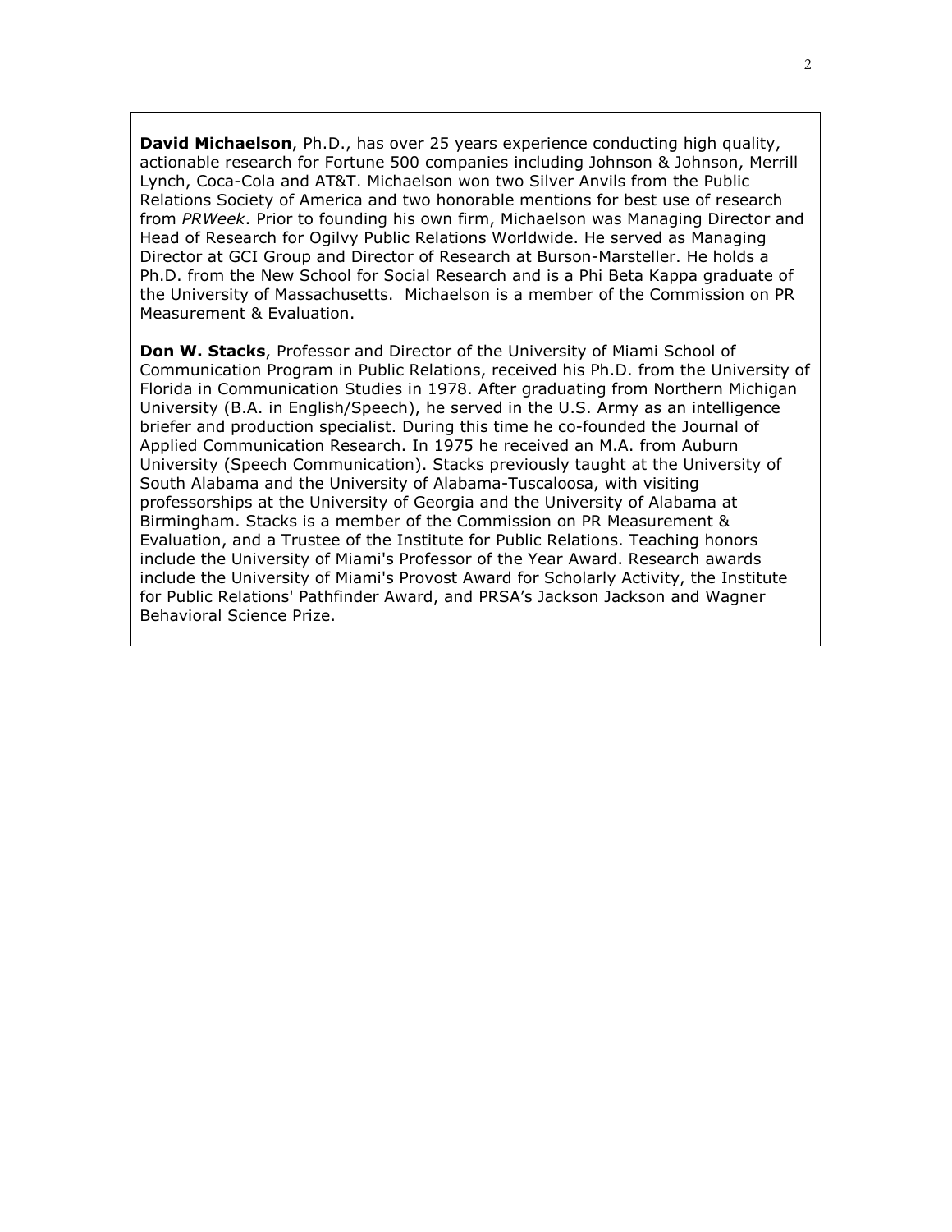**David Michaelson**, Ph.D., has over 25 years experience conducting high quality, actionable research for Fortune 500 companies including Johnson & Johnson, Merrill Lynch, Coca-Cola and AT&T. Michaelson won two Silver Anvils from the Public Relations Society of America and two honorable mentions for best use of research from *PRWeek*. Prior to founding his own firm, Michaelson was Managing Director and Head of Research for Ogilvy Public Relations Worldwide. He served as Managing Director at GCI Group and Director of Research at Burson-Marsteller. He holds a Ph.D. from the New School for Social Research and is a Phi Beta Kappa graduate of the University of Massachusetts. Michaelson is a member of the Commission on PR Measurement & Evaluation.

**Don W. Stacks**, Professor and Director of the University of Miami School of Communication Program in Public Relations, received his Ph.D. from the University of Florida in Communication Studies in 1978. After graduating from Northern Michigan University (B.A. in English/Speech), he served in the U.S. Army as an intelligence briefer and production specialist. During this time he co-founded the Journal of Applied Communication Research. In 1975 he received an M.A. from Auburn University (Speech Communication). Stacks previously taught at the University of South Alabama and the University of Alabama-Tuscaloosa, with visiting professorships at the University of Georgia and the University of Alabama at Birmingham. Stacks is a member of the Commission on PR Measurement & Evaluation, and a Trustee of the Institute for Public Relations. Teaching honors include the University of Miami's Professor of the Year Award. Research awards include the University of Miami's Provost Award for Scholarly Activity, the Institute for Public Relations' Pathfinder Award, and PRSA's Jackson Jackson and Wagner Behavioral Science Prize.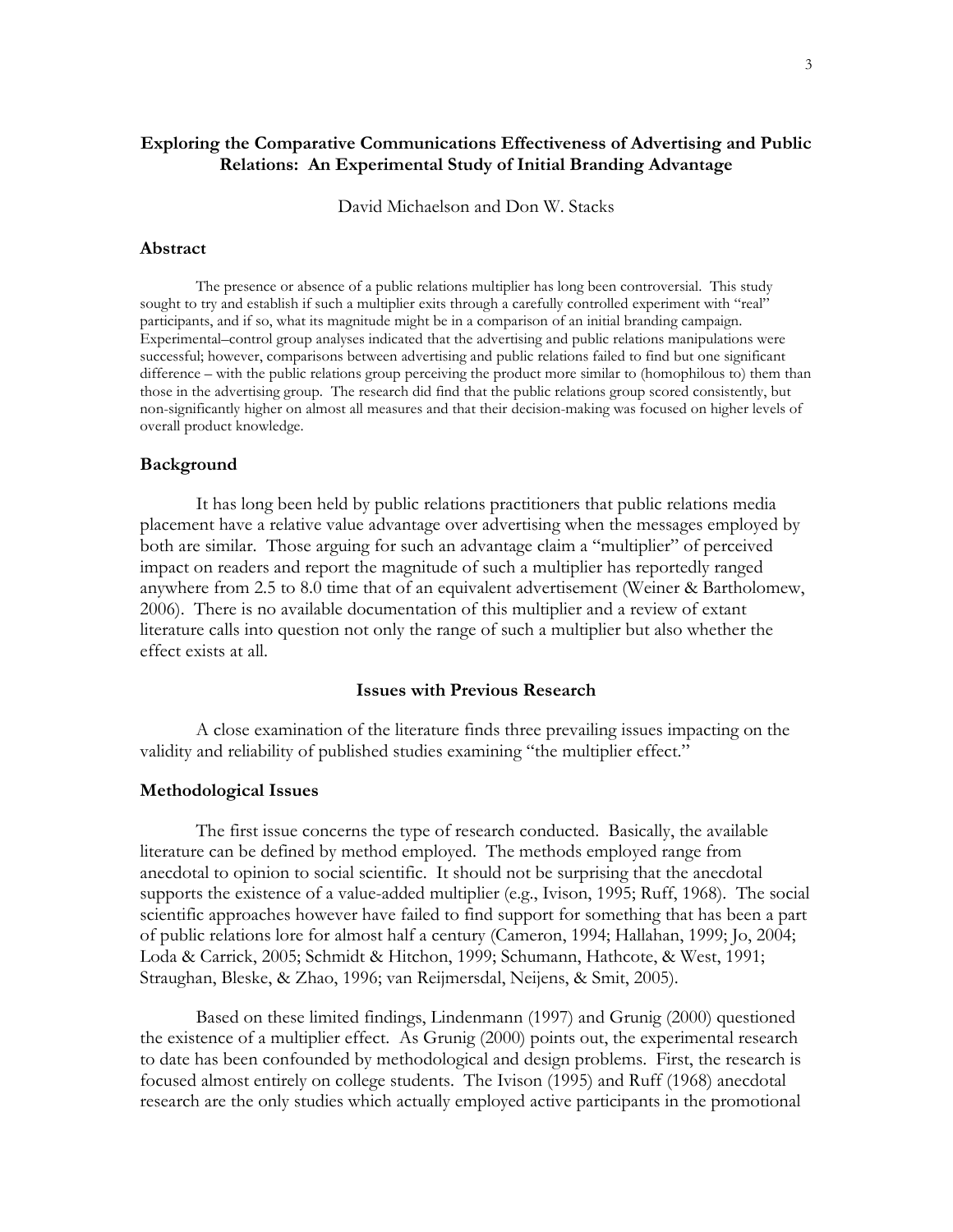# Exploring the Comparative Communications Effectiveness of Advertising and Public Relations: An Experimental Study of Initial Branding Advantage

David Michaelson and Don W. Stacks

## Abstract

The presence or absence of a public relations multiplier has long been controversial. This study sought to try and establish if such a multiplier exits through a carefully controlled experiment with "real" participants, and if so, what its magnitude might be in a comparison of an initial branding campaign. Experimental–control group analyses indicated that the advertising and public relations manipulations were successful; however, comparisons between advertising and public relations failed to find but one significant difference – with the public relations group perceiving the product more similar to (homophilous to) them than those in the advertising group. The research did find that the public relations group scored consistently, but non-significantly higher on almost all measures and that their decision-making was focused on higher levels of overall product knowledge.

## Background

It has long been held by public relations practitioners that public relations media placement have a relative value advantage over advertising when the messages employed by both are similar. Those arguing for such an advantage claim a "multiplier" of perceived impact on readers and report the magnitude of such a multiplier has reportedly ranged anywhere from 2.5 to 8.0 time that of an equivalent advertisement (Weiner & Bartholomew, 2006). There is no available documentation of this multiplier and a review of extant literature calls into question not only the range of such a multiplier but also whether the effect exists at all.

## Issues with Previous Research

A close examination of the literature finds three prevailing issues impacting on the validity and reliability of published studies examining "the multiplier effect."

### Methodological Issues

The first issue concerns the type of research conducted. Basically, the available literature can be defined by method employed. The methods employed range from anecdotal to opinion to social scientific. It should not be surprising that the anecdotal supports the existence of a value-added multiplier (e.g., Ivison, 1995; Ruff, 1968). The social scientific approaches however have failed to find support for something that has been a part of public relations lore for almost half a century (Cameron, 1994; Hallahan, 1999; Jo, 2004; Loda & Carrick, 2005; Schmidt & Hitchon, 1999; Schumann, Hathcote, & West, 1991; Straughan, Bleske, & Zhao, 1996; van Reijmersdal, Neijens, & Smit, 2005).

Based on these limited findings, Lindenmann (1997) and Grunig (2000) questioned the existence of a multiplier effect. As Grunig (2000) points out, the experimental research to date has been confounded by methodological and design problems. First, the research is focused almost entirely on college students. The Ivison (1995) and Ruff (1968) anecdotal research are the only studies which actually employed active participants in the promotional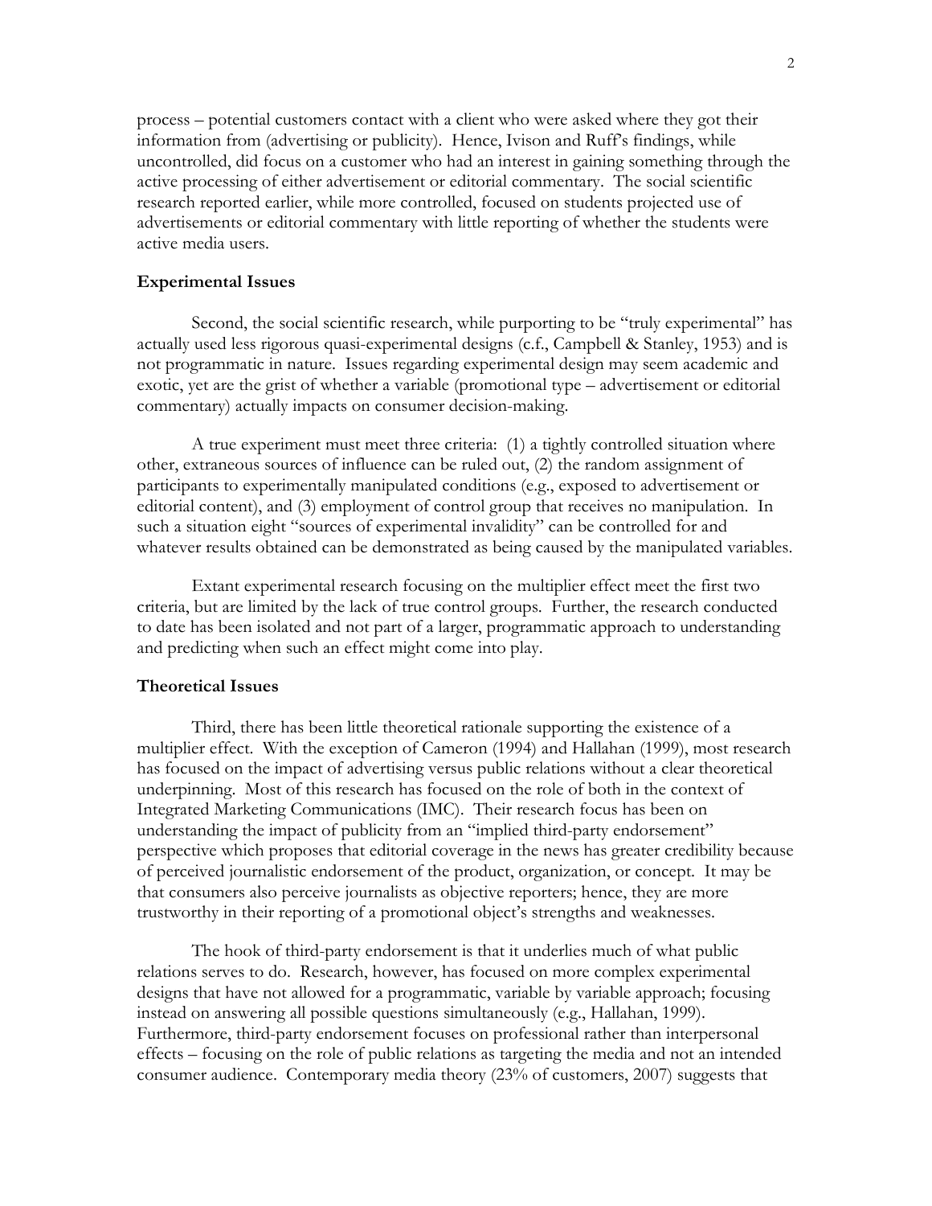process – potential customers contact with a client who were asked where they got their information from (advertising or publicity). Hence, Ivison and Ruff's findings, while uncontrolled, did focus on a customer who had an interest in gaining something through the active processing of either advertisement or editorial commentary. The social scientific research reported earlier, while more controlled, focused on students projected use of advertisements or editorial commentary with little reporting of whether the students were active media users.

### Experimental Issues

Second, the social scientific research, while purporting to be "truly experimental" has actually used less rigorous quasi-experimental designs (c.f., Campbell & Stanley, 1953) and is not programmatic in nature. Issues regarding experimental design may seem academic and exotic, yet are the grist of whether a variable (promotional type – advertisement or editorial commentary) actually impacts on consumer decision-making.

A true experiment must meet three criteria: (1) a tightly controlled situation where other, extraneous sources of influence can be ruled out, (2) the random assignment of participants to experimentally manipulated conditions (e.g., exposed to advertisement or editorial content), and (3) employment of control group that receives no manipulation. In such a situation eight "sources of experimental invalidity" can be controlled for and whatever results obtained can be demonstrated as being caused by the manipulated variables.

Extant experimental research focusing on the multiplier effect meet the first two criteria, but are limited by the lack of true control groups. Further, the research conducted to date has been isolated and not part of a larger, programmatic approach to understanding and predicting when such an effect might come into play.

### Theoretical Issues

Third, there has been little theoretical rationale supporting the existence of a multiplier effect. With the exception of Cameron (1994) and Hallahan (1999), most research has focused on the impact of advertising versus public relations without a clear theoretical underpinning. Most of this research has focused on the role of both in the context of Integrated Marketing Communications (IMC). Their research focus has been on understanding the impact of publicity from an "implied third-party endorsement" perspective which proposes that editorial coverage in the news has greater credibility because of perceived journalistic endorsement of the product, organization, or concept. It may be that consumers also perceive journalists as objective reporters; hence, they are more trustworthy in their reporting of a promotional object's strengths and weaknesses.

The hook of third-party endorsement is that it underlies much of what public relations serves to do. Research, however, has focused on more complex experimental designs that have not allowed for a programmatic, variable by variable approach; focusing instead on answering all possible questions simultaneously (e.g., Hallahan, 1999). Furthermore, third-party endorsement focuses on professional rather than interpersonal effects – focusing on the role of public relations as targeting the media and not an intended consumer audience. Contemporary media theory (23% of customers, 2007) suggests that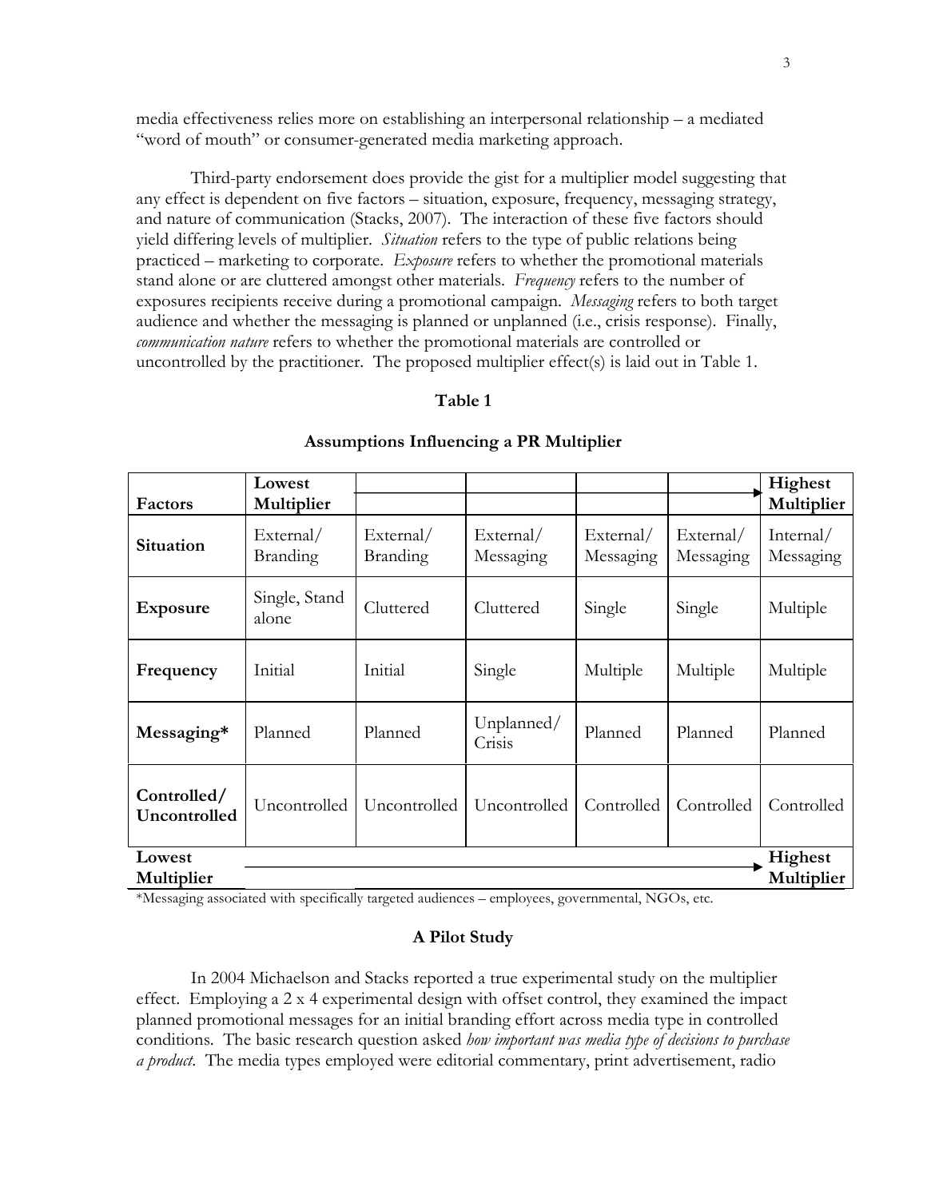media effectiveness relies more on establishing an interpersonal relationship – a mediated "word of mouth" or consumer-generated media marketing approach.

Third-party endorsement does provide the gist for a multiplier model suggesting that any effect is dependent on five factors – situation, exposure, frequency, messaging strategy, and nature of communication (Stacks, 2007). The interaction of these five factors should yield differing levels of multiplier. *Situation* refers to the type of public relations being practiced – marketing to corporate. *Exposure* refers to whether the promotional materials stand alone or are cluttered amongst other materials. *Frequency* refers to the number of exposures recipients receive during a promotional campaign. *Messaging* refers to both target audience and whether the messaging is planned or unplanned (i.e., crisis response). Finally, *communication nature* refers to whether the promotional materials are controlled or uncontrolled by the practitioner. The proposed multiplier effect(s) is laid out in Table 1.

**Table 1**

**Assumptions Influencing a PR Multiplier**

| **Factors** | **Lowest Multiplier** | → | | | | **Highest Multiplier** |
|---|---|---|---|---|---|---|
| **Situation** | External/ Branding | External/ Branding | External/ Messaging | External/ Messaging | External/ Messaging | Internal/ Messaging |
| **Exposure** | Single, Stand alone | Cluttered | Cluttered | Single | Single | Multiple |
| **Frequency** | Initial | Initial | Single | Multiple | Multiple | Multiple |
| **Messaging*** | Planned | Planned | Unplanned/ Crisis | Planned | Planned | Planned |
| **Controlled/ Uncontrolled** | Uncontrolled | Uncontrolled | Uncontrolled | Controlled | Controlled | Controlled |
| **Lowest Multiplier** | → | | | | | **Highest Multiplier** |

*Messaging associated with specifically targeted audiences – employees, governmental, NGOs, etc.

### A Pilot Study

In 2004 Michaelson and Stacks reported a true experimental study on the multiplier effect. Employing a 2 x 4 experimental design with offset control, they examined the impact planned promotional messages for an initial branding effort across media type in controlled conditions. The basic research question asked *how important was media type of decisions to purchase a product*. The media types employed were editorial commentary, print advertisement, radio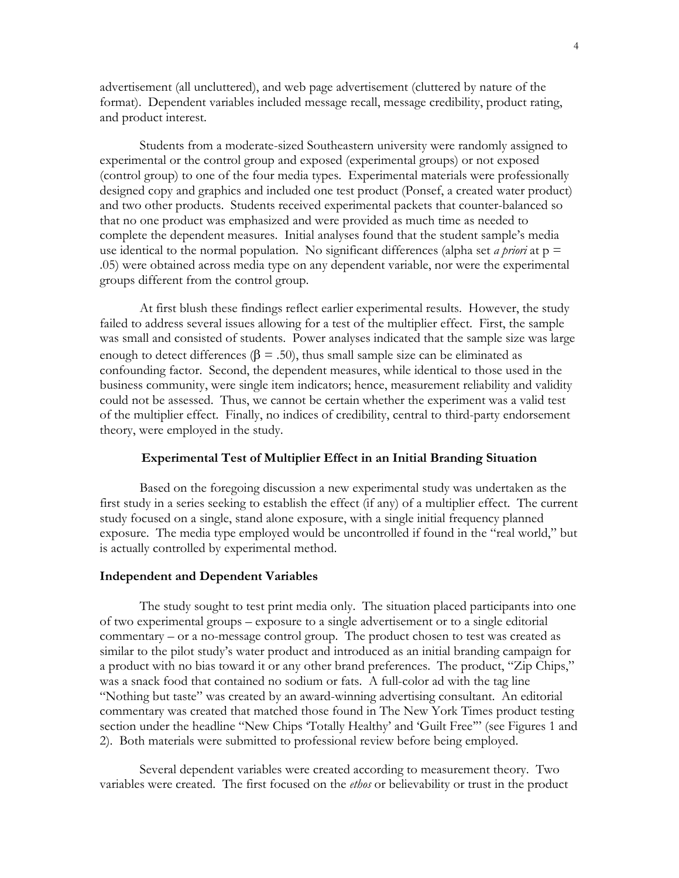advertisement (all uncluttered), and web page advertisement (cluttered by nature of the format). Dependent variables included message recall, message credibility, product rating, and product interest.

Students from a moderate-sized Southeastern university were randomly assigned to experimental or the control group and exposed (experimental groups) or not exposed (control group) to one of the four media types. Experimental materials were professionally designed copy and graphics and included one test product (Ponsef, a created water product) and two other products. Students received experimental packets that counter-balanced so that no one product was emphasized and were provided as much time as needed to complete the dependent measures. Initial analyses found that the student sample's media use identical to the normal population. No significant differences (alpha set *a priori* at $p = .05$) were obtained across media type on any dependent variable, nor were the experimental groups different from the control group.

At first blush these findings reflect earlier experimental results. However, the study failed to address several issues allowing for a test of the multiplier effect. First, the sample was small and consisted of students. Power analyses indicated that the sample size was large enough to detect differences ($\beta = .50$), thus small sample size can be eliminated as confounding factor. Second, the dependent measures, while identical to those used in the business community, were single item indicators; hence, measurement reliability and validity could not be assessed. Thus, we cannot be certain whether the experiment was a valid test of the multiplier effect. Finally, no indices of credibility, central to third-party endorsement theory, were employed in the study.

## Experimental Test of Multiplier Effect in an Initial Branding Situation

Based on the foregoing discussion a new experimental study was undertaken as the first study in a series seeking to establish the effect (if any) of a multiplier effect. The current study focused on a single, stand alone exposure, with a single initial frequency planned exposure. The media type employed would be uncontrolled if found in the "real world," but is actually controlled by experimental method.

### Independent and Dependent Variables

The study sought to test print media only. The situation placed participants into one of two experimental groups – exposure to a single advertisement or to a single editorial commentary – or a no-message control group. The product chosen to test was created as similar to the pilot study's water product and introduced as an initial branding campaign for a product with no bias toward it or any other brand preferences. The product, "Zip Chips," was a snack food that contained no sodium or fats. A full-color ad with the tag line "Nothing but taste" was created by an award-winning advertising consultant. An editorial commentary was created that matched those found in The New York Times product testing section under the headline "New Chips 'Totally Healthy' and 'Guilt Free'" (see Figures 1 and 2). Both materials were submitted to professional review before being employed.

Several dependent variables were created according to measurement theory. Two variables were created. The first focused on the *ethos* or believability or trust in the product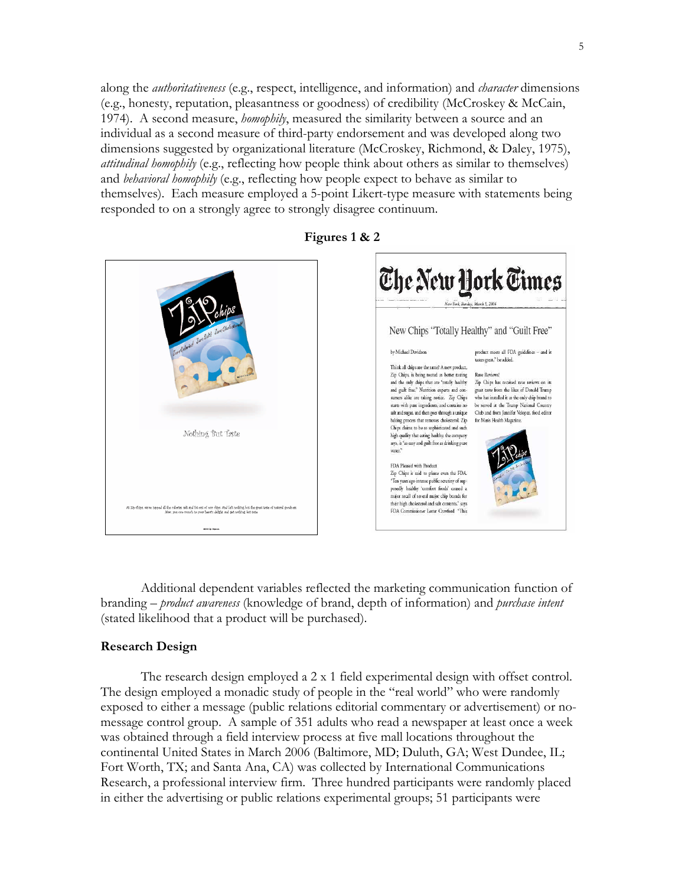along the *authoritativeness* (e.g., respect, intelligence, and information) and *character* dimensions (e.g., honesty, reputation, pleasantness or goodness) of credibility (McCroskey & McCain, 1974). A second measure, *homophily*, measured the similarity between a source and an individual as a second measure of third-party endorsement and was developed along two dimensions suggested by organizational literature (McCroskey, Richmond, & Daley, 1975), *attitudinal homophily* (e.g., reflecting how people think about others as similar to themselves) and *behavioral homophily* (e.g., reflecting how people expect to behave as similar to themselves). Each measure employed a 5-point Likert-type measure with statements being responded to on a strongly agree to strongly disagree continuum.

**Figures 1 & 2**

Additional dependent variables reflected the marketing communication function of branding – *product awareness* (knowledge of brand, depth of information) and *purchase intent* (stated likelihood that a product will be purchased).

### Research Design

The research design employed a 2 x 1 field experimental design with offset control. The design employed a monadic study of people in the "real world" who were randomly exposed to either a message (public relations editorial commentary or advertisement) or no-message control group. A sample of 351 adults who read a newspaper at least once a week was obtained through a field interview process at five mall locations throughout the continental United States in March 2006 (Baltimore, MD; Duluth, GA; West Dundee, IL; Fort Worth, TX; and Santa Ana, CA) was collected by International Communications Research, a professional interview firm. Three hundred participants were randomly placed in either the advertising or public relations experimental groups; 51 participants were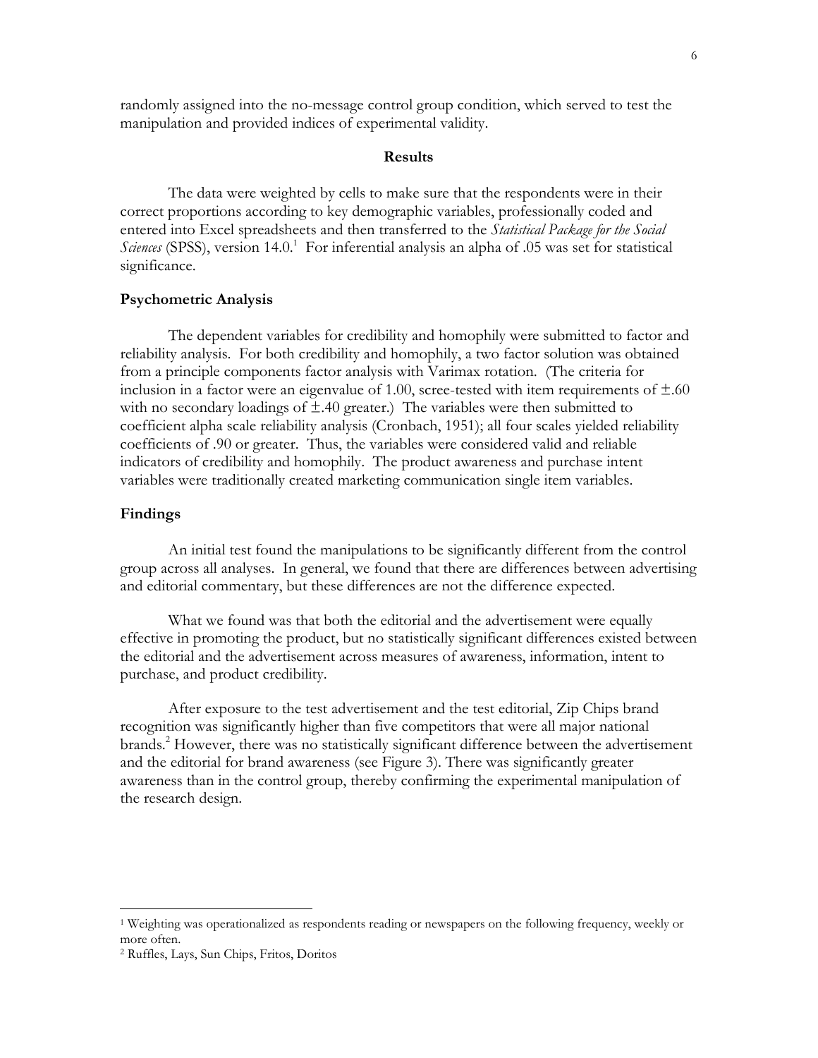randomly assigned into the no-message control group condition, which served to test the manipulation and provided indices of experimental validity.

## Results

The data were weighted by cells to make sure that the respondents were in their correct proportions according to key demographic variables, professionally coded and entered into Excel spreadsheets and then transferred to the *Statistical Package for the Social Sciences* (SPSS), version 14.0.[1] For inferential analysis an alpha of .05 was set for statistical significance.

### Psychometric Analysis

The dependent variables for credibility and homophily were submitted to factor and reliability analysis. For both credibility and homophily, a two factor solution was obtained from a principle components factor analysis with Varimax rotation. (The criteria for inclusion in a factor were an eigenvalue of 1.00, scree-tested with item requirements of $\pm.60$ with no secondary loadings of $\pm.40$ greater.) The variables were then submitted to coefficient alpha scale reliability analysis (Cronbach, 1951); all four scales yielded reliability coefficients of .90 or greater. Thus, the variables were considered valid and reliable indicators of credibility and homophily. The product awareness and purchase intent variables were traditionally created marketing communication single item variables.

### Findings

An initial test found the manipulations to be significantly different from the control group across all analyses. In general, we found that there are differences between advertising and editorial commentary, but these differences are not the difference expected.

What we found was that both the editorial and the advertisement were equally effective in promoting the product, but no statistically significant differences existed between the editorial and the advertisement across measures of awareness, information, intent to purchase, and product credibility.

After exposure to the test advertisement and the test editorial, Zip Chips brand recognition was significantly higher than five competitors that were all major national brands.[2] However, there was no statistically significant difference between the advertisement and the editorial for brand awareness (see Figure 3). There was significantly greater awareness than in the control group, thereby confirming the experimental manipulation of the research design.

---

[1] Weighting was operationalized as respondents reading or newspapers on the following frequency, weekly or more often.

[2] Ruffles, Lays, Sun Chips, Fritos, Doritos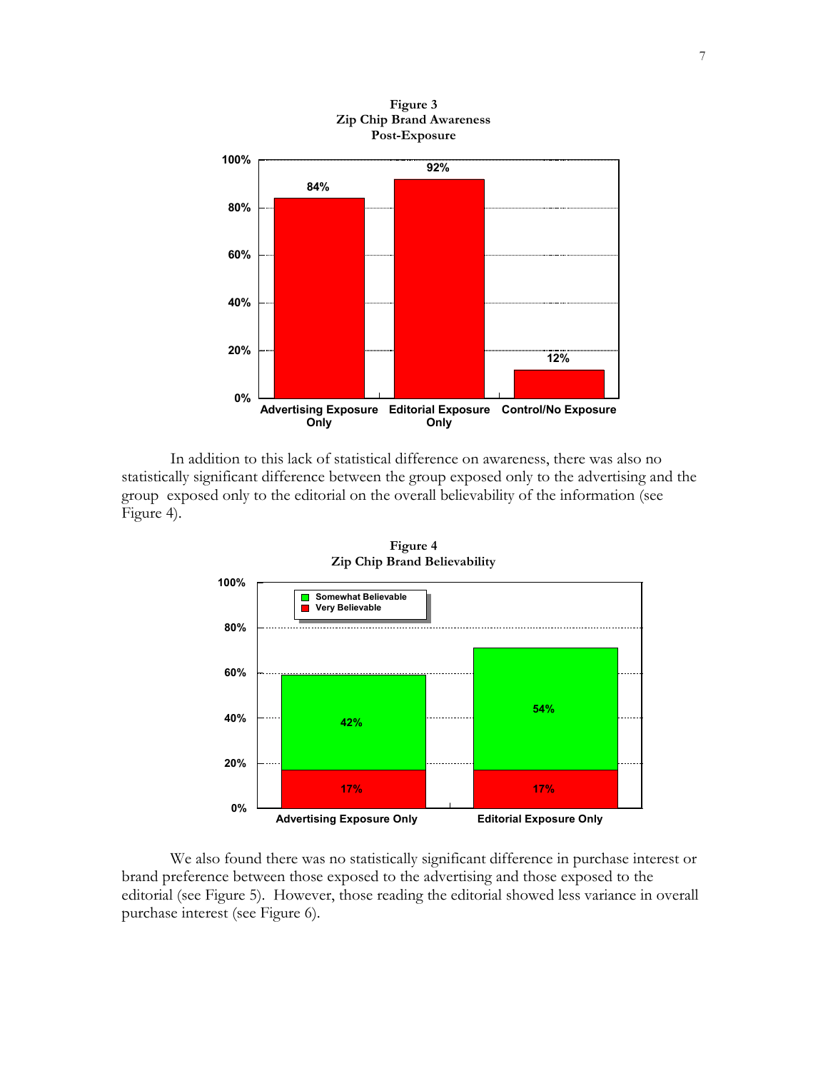**Figure 3**
**Zip Chip Brand Awareness**
**Post-Exposure**

| | Advertising Exposure Only | Editorial Exposure Only | Control/No Exposure |
|---|---|---|---|
| Brand Awareness | 84% | 92% | 12% |

In addition to this lack of statistical difference on awareness, there was also no statistically significant difference between the group exposed only to the advertising and the group exposed only to the editorial on the overall believability of the information (see Figure 4).

**Figure 4**
**Zip Chip Brand Believability**

| | Advertising Exposure Only | Editorial Exposure Only |
|---|---|---|
| Somewhat Believable | 42% | 54% |
| Very Believable | 17% | 17% |

We also found there was no statistically significant difference in purchase interest or brand preference between those exposed to the advertising and those exposed to the editorial (see Figure 5). However, those reading the editorial showed less variance in overall purchase interest (see Figure 6).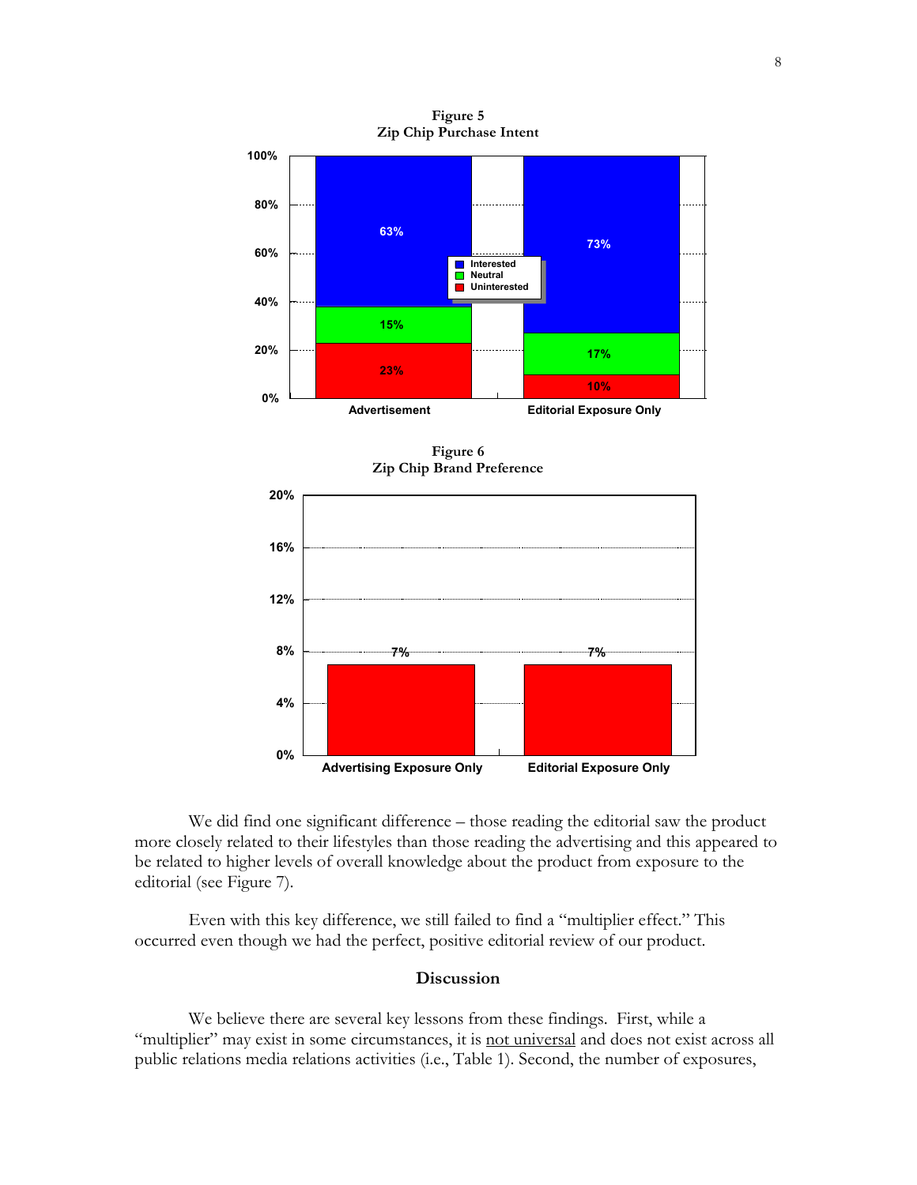**Figure 5**
**Zip Chip Purchase Intent**

| | Advertisement | Editorial Exposure Only |
|---|---|---|
| Interested | 63% | 73% |
| Neutral | 15% | 17% |
| Uninterested | 23% | 10% |

**Figure 6**
**Zip Chip Brand Preference**

| Advertising Exposure Only | Editorial Exposure Only |
|---|---|
| 7% | 7% |

We did find one significant difference – those reading the editorial saw the product more closely related to their lifestyles than those reading the advertising and this appeared to be related to higher levels of overall knowledge about the product from exposure to the editorial (see Figure 7).

Even with this key difference, we still failed to find a "multiplier effect." This occurred even though we had the perfect, positive editorial review of our product.

## Discussion

We believe there are several key lessons from these findings. First, while a "multiplier" may exist in some circumstances, it is not universal and does not exist across all public relations media relations activities (i.e., Table 1). Second, the number of exposures,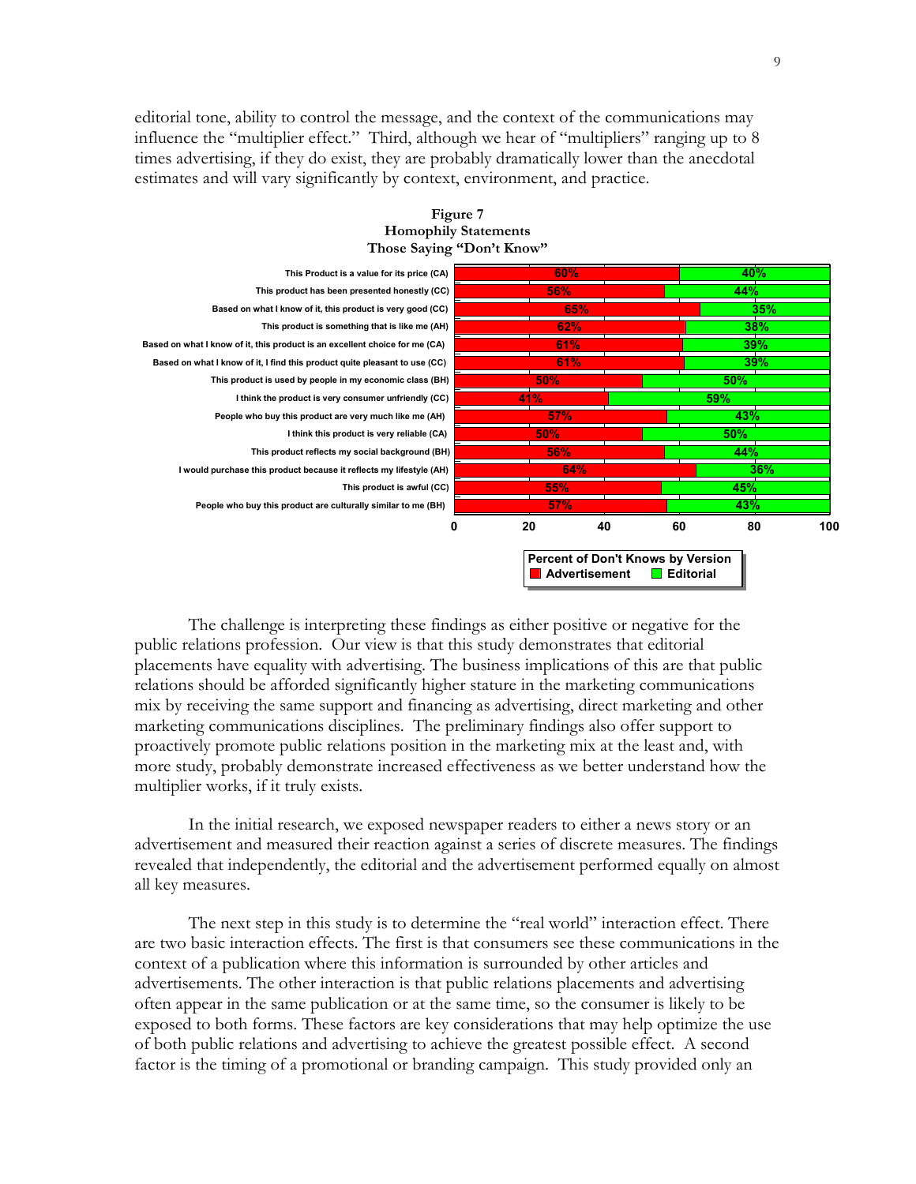editorial tone, ability to control the message, and the context of the communications may influence the "multiplier effect." Third, although we hear of "multipliers" ranging up to 8 times advertising, if they do exist, they are probably dramatically lower than the anecdotal estimates and will vary significantly by context, environment, and practice.

**Figure 7**
**Homophily Statements**
**Those Saying "Don't Know"**

| Statement | Advertisement | Editorial |
|---|---|---|
| This Product is a value for its price (CA) | 60% | 40% |
| This product has been presented honestly (CC) | 56% | 44% |
| Based on what I know of it, this product is very good (CC) | 65% | 35% |
| This product is something that is like me (AH) | 62% | 38% |
| Based on what I know of it, this product is an excellent choice for me (CA) | 61% | 39% |
| Based on what I know of it, I find this product quite pleasant to use (CC) | 61% | 39% |
| This product is used by people in my economic class (BH) | 50% | 50% |
| I think the product is very consumer unfriendly (CC) | 41% | 59% |
| People who buy this product are very much like me (AH) | 57% | 43% |
| I think this product is very reliable (CA) | 50% | 50% |
| This product reflects my social background (BH) | 56% | 44% |
| I would purchase this product because it reflects my lifestyle (AH) | 64% | 36% |
| This product is awful (CC) | 55% | 45% |
| People who buy this product are culturally similar to me (BH) | 57% | 43% |

Percent of Don't Knows by Version: Advertisement, Editorial

The challenge is interpreting these findings as either positive or negative for the public relations profession. Our view is that this study demonstrates that editorial placements have equality with advertising. The business implications of this are that public relations should be afforded significantly higher stature in the marketing communications mix by receiving the same support and financing as advertising, direct marketing and other marketing communications disciplines. The preliminary findings also offer support to proactively promote public relations position in the marketing mix at the least and, with more study, probably demonstrate increased effectiveness as we better understand how the multiplier works, if it truly exists.

In the initial research, we exposed newspaper readers to either a news story or an advertisement and measured their reaction against a series of discrete measures. The findings revealed that independently, the editorial and the advertisement performed equally on almost all key measures.

The next step in this study is to determine the "real world" interaction effect. There are two basic interaction effects. The first is that consumers see these communications in the context of a publication where this information is surrounded by other articles and advertisements. The other interaction is that public relations placements and advertising often appear in the same publication or at the same time, so the consumer is likely to be exposed to both forms. These factors are key considerations that may help optimize the use of both public relations and advertising to achieve the greatest possible effect. A second factor is the timing of a promotional or branding campaign. This study provided only an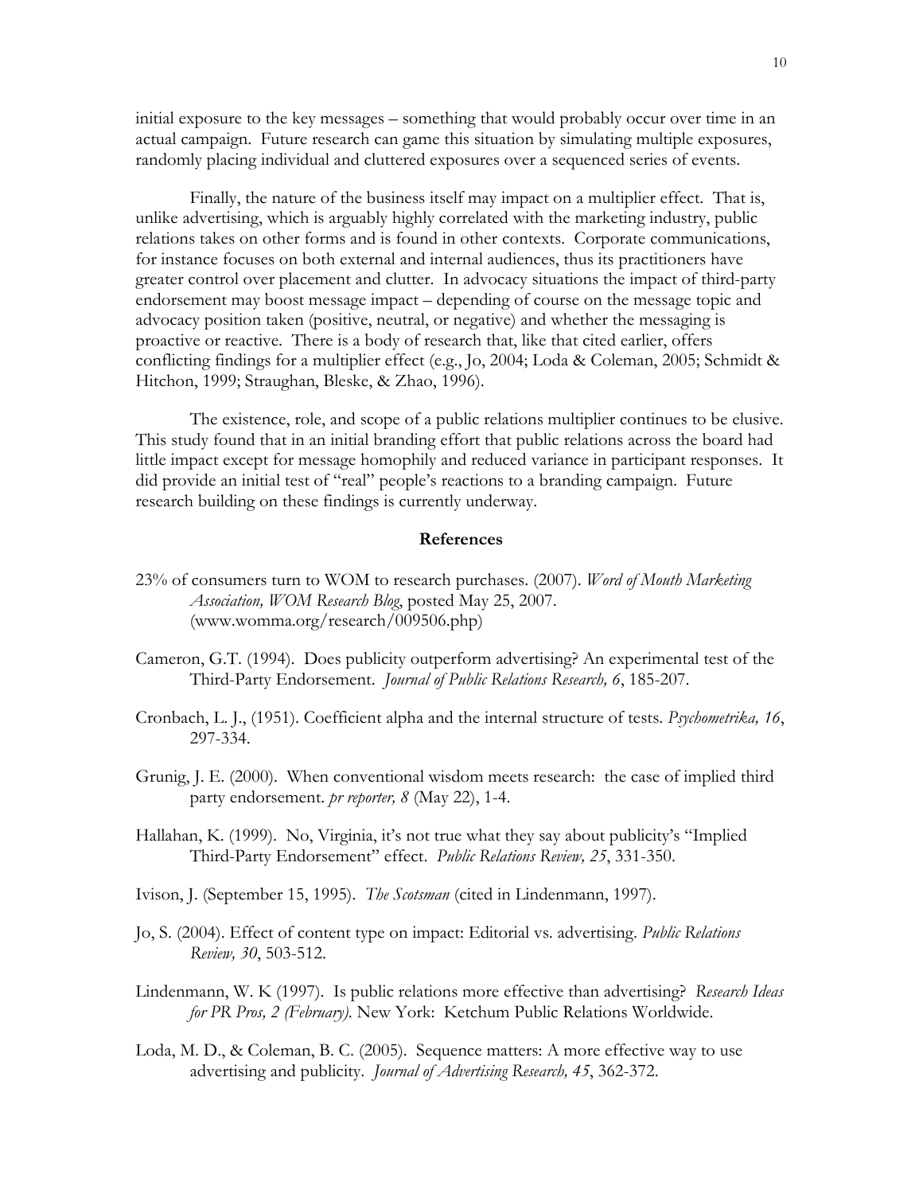initial exposure to the key messages – something that would probably occur over time in an actual campaign. Future research can game this situation by simulating multiple exposures, randomly placing individual and cluttered exposures over a sequenced series of events.

Finally, the nature of the business itself may impact on a multiplier effect. That is, unlike advertising, which is arguably highly correlated with the marketing industry, public relations takes on other forms and is found in other contexts. Corporate communications, for instance focuses on both external and internal audiences, thus its practitioners have greater control over placement and clutter. In advocacy situations the impact of third-party endorsement may boost message impact – depending of course on the message topic and advocacy position taken (positive, neutral, or negative) and whether the messaging is proactive or reactive. There is a body of research that, like that cited earlier, offers conflicting findings for a multiplier effect (e.g., Jo, 2004; Loda & Coleman, 2005; Schmidt & Hitchon, 1999; Straughan, Bleske, & Zhao, 1996).

The existence, role, and scope of a public relations multiplier continues to be elusive. This study found that in an initial branding effort that public relations across the board had little impact except for message homophily and reduced variance in participant responses. It did provide an initial test of "real" people's reactions to a branding campaign. Future research building on these findings is currently underway.

## References

23% of consumers turn to WOM to research purchases. (2007). *Word of Mouth Marketing Association, WOM Research Blog*, posted May 25, 2007. (www.womma.org/research/009506.php)

Cameron, G.T. (1994). Does publicity outperform advertising? An experimental test of the Third-Party Endorsement. *Journal of Public Relations Research, 6*, 185-207.

Cronbach, L. J., (1951). Coefficient alpha and the internal structure of tests. *Psychometrika, 16*, 297-334.

Grunig, J. E. (2000). When conventional wisdom meets research: the case of implied third party endorsement. *pr reporter, 8* (May 22), 1-4.

Hallahan, K. (1999). No, Virginia, it's not true what they say about publicity's "Implied Third-Party Endorsement" effect. *Public Relations Review, 25*, 331-350.

Ivison, J. (September 15, 1995). *The Scotsman* (cited in Lindenmann, 1997).

Jo, S. (2004). Effect of content type on impact: Editorial vs. advertising. *Public Relations Review, 30*, 503-512.

Lindenmann, W. K (1997). Is public relations more effective than advertising? *Research Ideas for PR Pros, 2 (February)*. New York: Ketchum Public Relations Worldwide.

Loda, M. D., & Coleman, B. C. (2005). Sequence matters: A more effective way to use advertising and publicity. *Journal of Advertising Research, 45*, 362-372.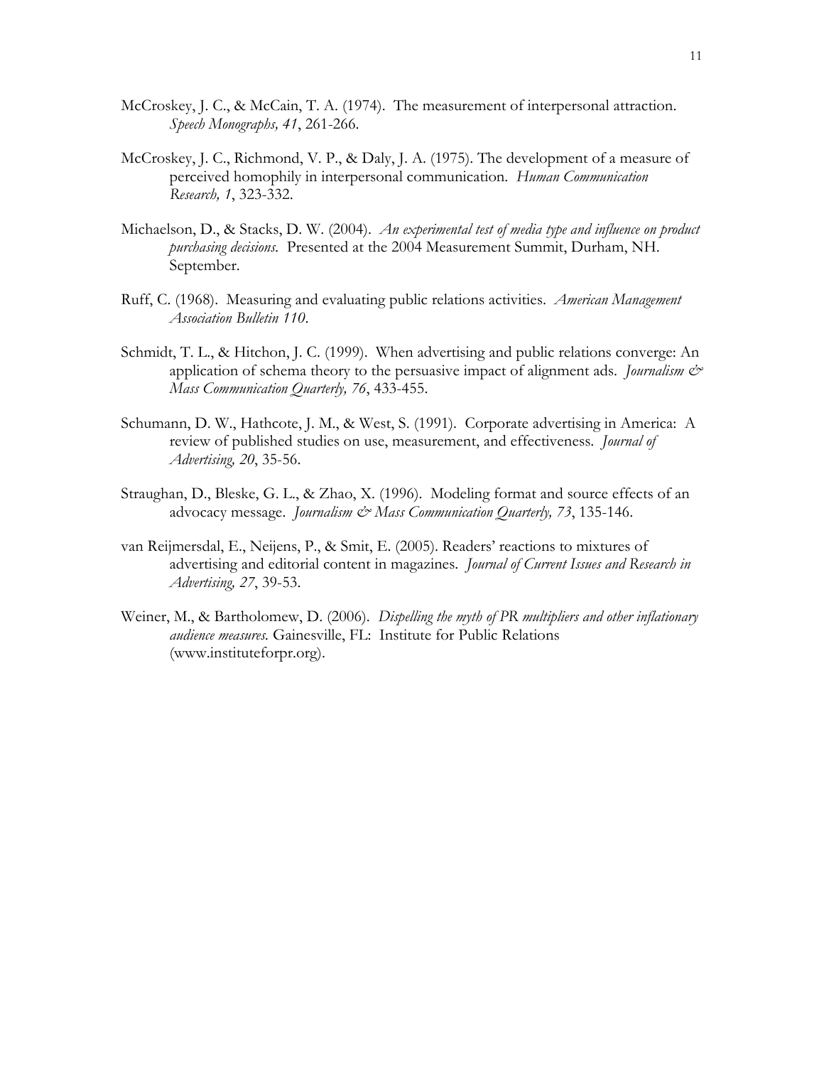McCroskey, J. C., & McCain, T. A. (1974). The measurement of interpersonal attraction. *Speech Monographs, 41*, 261-266.

McCroskey, J. C., Richmond, V. P., & Daly, J. A. (1975). The development of a measure of perceived homophily in interpersonal communication. *Human Communication Research, 1*, 323-332.

Michaelson, D., & Stacks, D. W. (2004). *An experimental test of media type and influence on product purchasing decisions.* Presented at the 2004 Measurement Summit, Durham, NH. September.

Ruff, C. (1968). Measuring and evaluating public relations activities. *American Management Association Bulletin 110*.

Schmidt, T. L., & Hitchon, J. C. (1999). When advertising and public relations converge: An application of schema theory to the persuasive impact of alignment ads. *Journalism & Mass Communication Quarterly, 76*, 433-455.

Schumann, D. W., Hathcote, J. M., & West, S. (1991). Corporate advertising in America: A review of published studies on use, measurement, and effectiveness. *Journal of Advertising, 20*, 35-56.

Straughan, D., Bleske, G. L., & Zhao, X. (1996). Modeling format and source effects of an advocacy message. *Journalism & Mass Communication Quarterly, 73*, 135-146.

van Reijmersdal, E., Neijens, P., & Smit, E. (2005). Readers' reactions to mixtures of advertising and editorial content in magazines. *Journal of Current Issues and Research in Advertising, 27*, 39-53.

Weiner, M., & Bartholomew, D. (2006). *Dispelling the myth of PR multipliers and other inflationary audience measures.* Gainesville, FL: Institute for Public Relations (www.instituteforpr.org).